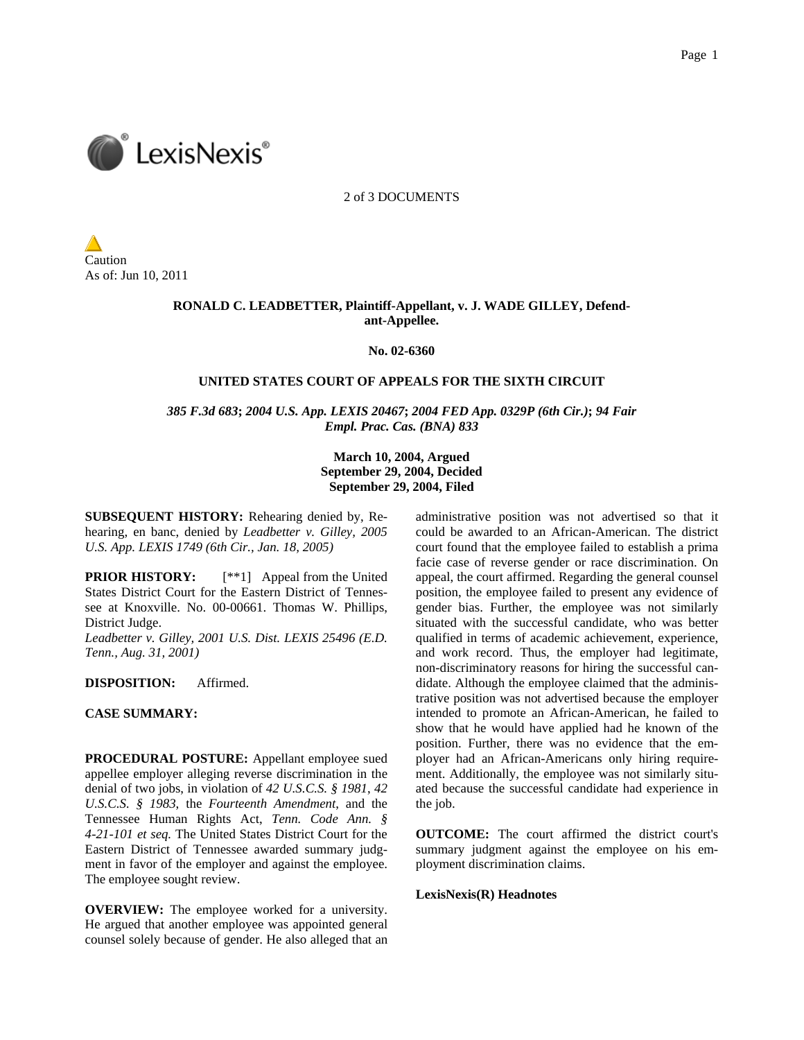2 of 3 DOCUMENTS

Caution
As of: Jun 10, 2011

**RONALD C. LEADBETTER, Plaintiff-Appellant, v. J. WADE GILLEY, Defendant-Appellee.**

**No. 02-6360**

**UNITED STATES COURT OF APPEALS FOR THE SIXTH CIRCUIT**

***385 F.3d 683*****;** ***2004 U.S. App. LEXIS 20467*****;** ***2004 FED App. 0329P (6th Cir.)*****;** ***94 Fair Empl. Prac. Cas. (BNA) 833***

**March 10, 2004, Argued**
**September 29, 2004, Decided**
**September 29, 2004, Filed**

**SUBSEQUENT HISTORY:** Rehearing denied by, Rehearing, en banc, denied by *Leadbetter v. Gilley, 2005 U.S. App. LEXIS 1749 (6th Cir., Jan. 18, 2005)*

**PRIOR HISTORY:** [**1] Appeal from the United States District Court for the Eastern District of Tennessee at Knoxville. No. 00-00661. Thomas W. Phillips, District Judge.
*Leadbetter v. Gilley, 2001 U.S. Dist. LEXIS 25496 (E.D. Tenn., Aug. 31, 2001)*

**DISPOSITION:** Affirmed.

**CASE SUMMARY:**

**PROCEDURAL POSTURE:** Appellant employee sued appellee employer alleging reverse discrimination in the denial of two jobs, in violation of *42 U.S.C.S. § 1981*, *42 U.S.C.S. § 1983*, the *Fourteenth Amendment*, and the Tennessee Human Rights Act, *Tenn. Code Ann. § 4-21-101 et seq.* The United States District Court for the Eastern District of Tennessee awarded summary judgment in favor of the employer and against the employee. The employee sought review.

**OVERVIEW:** The employee worked for a university. He argued that another employee was appointed general counsel solely because of gender. He also alleged that an administrative position was not advertised so that it could be awarded to an African-American. The district court found that the employee failed to establish a prima facie case of reverse gender or race discrimination. On appeal, the court affirmed. Regarding the general counsel position, the employee failed to present any evidence of gender bias. Further, the employee was not similarly situated with the successful candidate, who was better qualified in terms of academic achievement, experience, and work record. Thus, the employer had legitimate, non-discriminatory reasons for hiring the successful candidate. Although the employee claimed that the administrative position was not advertised because the employer intended to promote an African-American, he failed to show that he would have applied had he known of the position. Further, there was no evidence that the employer had an African-Americans only hiring requirement. Additionally, the employee was not similarly situated because the successful candidate had experience in the job.

**OUTCOME:** The court affirmed the district court's summary judgment against the employee on his employment discrimination claims.

**LexisNexis(R) Headnotes**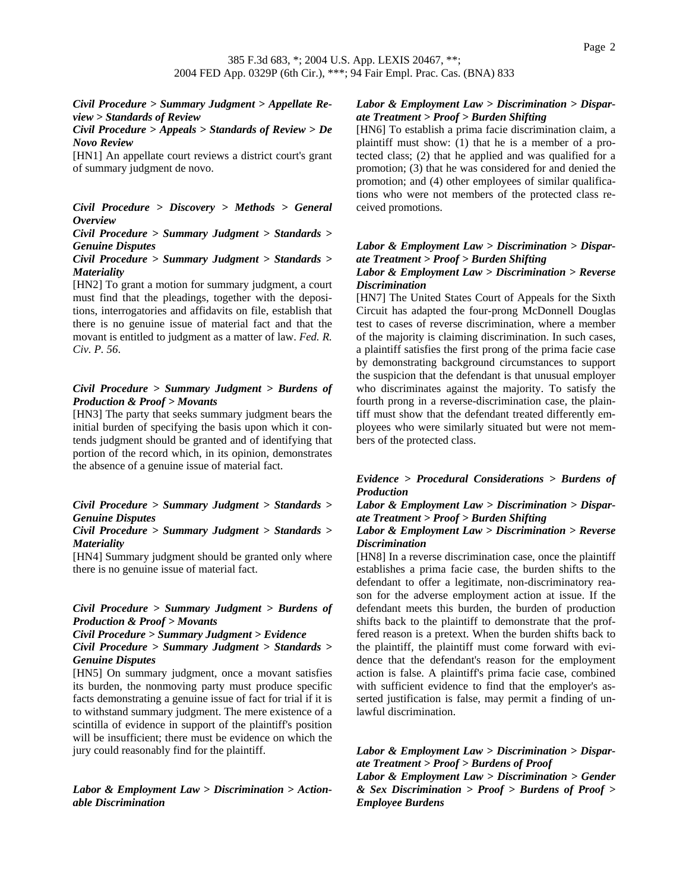*Civil Procedure > Summary Judgment > Appellate Review > Standards of Review*
*Civil Procedure > Appeals > Standards of Review > De Novo Review*

[HN1] An appellate court reviews a district court's grant of summary judgment de novo.

*Civil Procedure > Discovery > Methods > General Overview*
*Civil Procedure > Summary Judgment > Standards > Genuine Disputes*
*Civil Procedure > Summary Judgment > Standards > Materiality*

[HN2] To grant a motion for summary judgment, a court must find that the pleadings, together with the depositions, interrogatories and affidavits on file, establish that there is no genuine issue of material fact and that the movant is entitled to judgment as a matter of law. *Fed. R. Civ. P. 56*.

*Civil Procedure > Summary Judgment > Burdens of Production & Proof > Movants*

[HN3] The party that seeks summary judgment bears the initial burden of specifying the basis upon which it contends judgment should be granted and of identifying that portion of the record which, in its opinion, demonstrates the absence of a genuine issue of material fact.

*Civil Procedure > Summary Judgment > Standards > Genuine Disputes*
*Civil Procedure > Summary Judgment > Standards > Materiality*

[HN4] Summary judgment should be granted only where there is no genuine issue of material fact.

*Civil Procedure > Summary Judgment > Burdens of Production & Proof > Movants*
*Civil Procedure > Summary Judgment > Evidence*
*Civil Procedure > Summary Judgment > Standards > Genuine Disputes*

[HN5] On summary judgment, once a movant satisfies its burden, the nonmoving party must produce specific facts demonstrating a genuine issue of fact for trial if it is to withstand summary judgment. The mere existence of a scintilla of evidence in support of the plaintiff's position will be insufficient; there must be evidence on which the jury could reasonably find for the plaintiff.

*Labor & Employment Law > Discrimination > Actionable Discrimination*
*Labor & Employment Law > Discrimination > Disparate Treatment > Proof > Burden Shifting*

[HN6] To establish a prima facie discrimination claim, a plaintiff must show: (1) that he is a member of a protected class; (2) that he applied and was qualified for a promotion; (3) that he was considered for and denied the promotion; and (4) other employees of similar qualifications who were not members of the protected class received promotions.

*Labor & Employment Law > Discrimination > Disparate Treatment > Proof > Burden Shifting*
*Labor & Employment Law > Discrimination > Reverse Discrimination*

[HN7] The United States Court of Appeals for the Sixth Circuit has adapted the four-prong McDonnell Douglas test to cases of reverse discrimination, where a member of the majority is claiming discrimination. In such cases, a plaintiff satisfies the first prong of the prima facie case by demonstrating background circumstances to support the suspicion that the defendant is that unusual employer who discriminates against the majority. To satisfy the fourth prong in a reverse-discrimination case, the plaintiff must show that the defendant treated differently employees who were similarly situated but were not members of the protected class.

*Evidence > Procedural Considerations > Burdens of Production*
*Labor & Employment Law > Discrimination > Disparate Treatment > Proof > Burden Shifting*
*Labor & Employment Law > Discrimination > Reverse Discrimination*

[HN8] In a reverse discrimination case, once the plaintiff establishes a prima facie case, the burden shifts to the defendant to offer a legitimate, non-discriminatory reason for the adverse employment action at issue. If the defendant meets this burden, the burden of production shifts back to the plaintiff to demonstrate that the proffered reason is a pretext. When the burden shifts back to the plaintiff, the plaintiff must come forward with evidence that the defendant's reason for the employment action is false. A plaintiff's prima facie case, combined with sufficient evidence to find that the employer's asserted justification is false, may permit a finding of unlawful discrimination.

*Labor & Employment Law > Discrimination > Disparate Treatment > Proof > Burdens of Proof*
*Labor & Employment Law > Discrimination > Gender & Sex Discrimination > Proof > Burdens of Proof > Employee Burdens*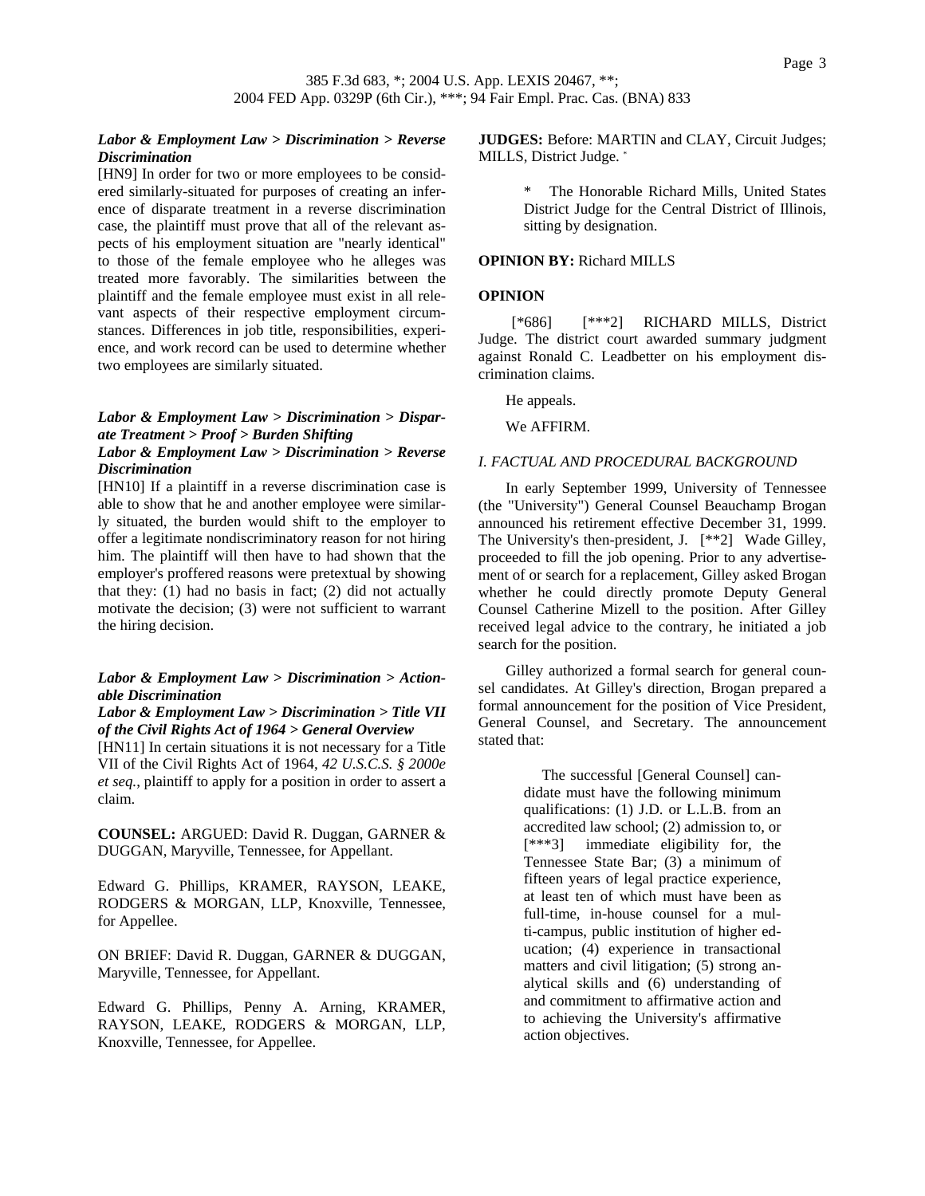***Labor & Employment Law > Discrimination > Reverse Discrimination***

[HN9] In order for two or more employees to be considered similarly-situated for purposes of creating an inference of disparate treatment in a reverse discrimination case, the plaintiff must prove that all of the relevant aspects of his employment situation are "nearly identical" to those of the female employee who he alleges was treated more favorably. The similarities between the plaintiff and the female employee must exist in all relevant aspects of their respective employment circumstances. Differences in job title, responsibilities, experience, and work record can be used to determine whether two employees are similarly situated.

***Labor & Employment Law > Discrimination > Disparate Treatment > Proof > Burden Shifting***
***Labor & Employment Law > Discrimination > Reverse Discrimination***

[HN10] If a plaintiff in a reverse discrimination case is able to show that he and another employee were similarly situated, the burden would shift to the employer to offer a legitimate nondiscriminatory reason for not hiring him. The plaintiff will then have to had shown that the employer's proffered reasons were pretextual by showing that they: (1) had no basis in fact; (2) did not actually motivate the decision; (3) were not sufficient to warrant the hiring decision.

***Labor & Employment Law > Discrimination > Actionable Discrimination***
***Labor & Employment Law > Discrimination > Title VII of the Civil Rights Act of 1964 > General Overview***

[HN11] In certain situations it is not necessary for a Title VII of the Civil Rights Act of 1964, *42 U.S.C.S. § 2000e et seq.*, plaintiff to apply for a position in order to assert a claim.

**COUNSEL:** ARGUED: David R. Duggan, GARNER & DUGGAN, Maryville, Tennessee, for Appellant.

Edward G. Phillips, KRAMER, RAYSON, LEAKE, RODGERS & MORGAN, LLP, Knoxville, Tennessee, for Appellee.

ON BRIEF: David R. Duggan, GARNER & DUGGAN, Maryville, Tennessee, for Appellant.

Edward G. Phillips, Penny A. Arning, KRAMER, RAYSON, LEAKE, RODGERS & MORGAN, LLP, Knoxville, Tennessee, for Appellee.

**JUDGES:** Before: MARTIN and CLAY, Circuit Judges; MILLS, District Judge. *

> * The Honorable Richard Mills, United States District Judge for the Central District of Illinois, sitting by designation.

**OPINION BY:** Richard MILLS

**OPINION**

[*686] [***2] RICHARD MILLS, District Judge. The district court awarded summary judgment against Ronald C. Leadbetter on his employment discrimination claims.

He appeals.

We AFFIRM.

*I. FACTUAL AND PROCEDURAL BACKGROUND*

In early September 1999, University of Tennessee (the "University") General Counsel Beauchamp Brogan announced his retirement effective December 31, 1999. The University's then-president, J. [**2] Wade Gilley, proceeded to fill the job opening. Prior to any advertisement of or search for a replacement, Gilley asked Brogan whether he could directly promote Deputy General Counsel Catherine Mizell to the position. After Gilley received legal advice to the contrary, he initiated a job search for the position.

Gilley authorized a formal search for general counsel candidates. At Gilley's direction, Brogan prepared a formal announcement for the position of Vice President, General Counsel, and Secretary. The announcement stated that:

> The successful [General Counsel] candidate must have the following minimum qualifications: (1) J.D. or L.L.B. from an accredited law school; (2) admission to, or [***3] immediate eligibility for, the Tennessee State Bar; (3) a minimum of fifteen years of legal practice experience, at least ten of which must have been as full-time, in-house counsel for a multi-campus, public institution of higher education; (4) experience in transactional matters and civil litigation; (5) strong analytical skills and (6) understanding of and commitment to affirmative action and to achieving the University's affirmative action objectives.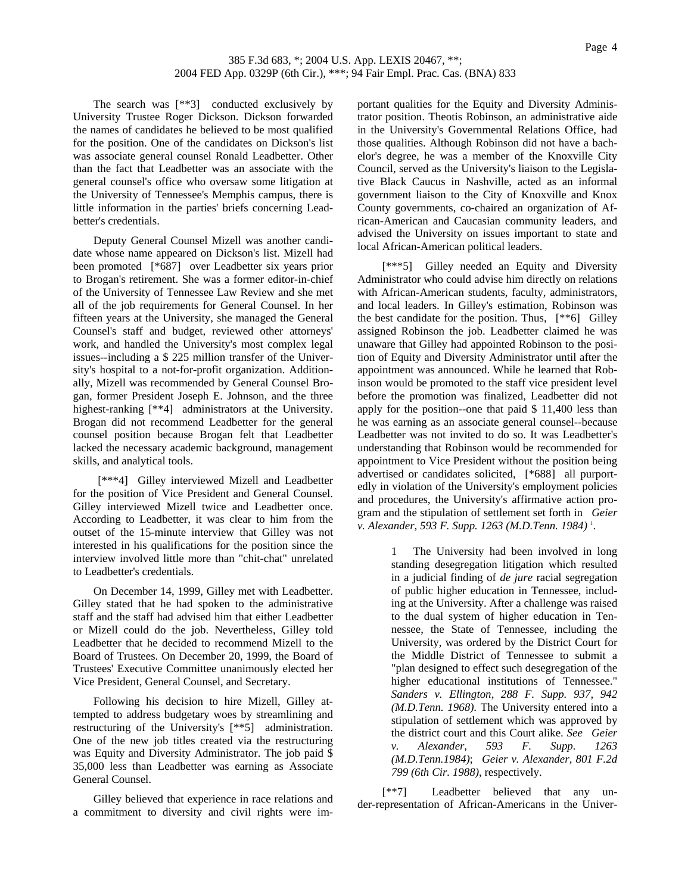The search was [**3] conducted exclusively by University Trustee Roger Dickson. Dickson forwarded the names of candidates he believed to be most qualified for the position. One of the candidates on Dickson's list was associate general counsel Ronald Leadbetter. Other than the fact that Leadbetter was an associate with the general counsel's office who oversaw some litigation at the University of Tennessee's Memphis campus, there is little information in the parties' briefs concerning Leadbetter's credentials.

Deputy General Counsel Mizell was another candidate whose name appeared on Dickson's list. Mizell had been promoted [*687] over Leadbetter six years prior to Brogan's retirement. She was a former editor-in-chief of the University of Tennessee Law Review and she met all of the job requirements for General Counsel. In her fifteen years at the University, she managed the General Counsel's staff and budget, reviewed other attorneys' work, and handled the University's most complex legal issues--including a $ 225 million transfer of the University's hospital to a not-for-profit organization. Additionally, Mizell was recommended by General Counsel Brogan, former President Joseph E. Johnson, and the three highest-ranking [**4] administrators at the University. Brogan did not recommend Leadbetter for the general counsel position because Brogan felt that Leadbetter lacked the necessary academic background, management skills, and analytical tools.

[***4] Gilley interviewed Mizell and Leadbetter for the position of Vice President and General Counsel. Gilley interviewed Mizell twice and Leadbetter once. According to Leadbetter, it was clear to him from the outset of the 15-minute interview that Gilley was not interested in his qualifications for the position since the interview involved little more than "chit-chat" unrelated to Leadbetter's credentials.

On December 14, 1999, Gilley met with Leadbetter. Gilley stated that he had spoken to the administrative staff and the staff had advised him that either Leadbetter or Mizell could do the job. Nevertheless, Gilley told Leadbetter that he decided to recommend Mizell to the Board of Trustees. On December 20, 1999, the Board of Trustees' Executive Committee unanimously elected her Vice President, General Counsel, and Secretary.

Following his decision to hire Mizell, Gilley attempted to address budgetary woes by streamlining and restructuring of the University's [**5] administration. One of the new job titles created via the restructuring was Equity and Diversity Administrator. The job paid $ 35,000 less than Leadbetter was earning as Associate General Counsel.

Gilley believed that experience in race relations and a commitment to diversity and civil rights were important qualities for the Equity and Diversity Administrator position. Theotis Robinson, an administrative aide in the University's Governmental Relations Office, had those qualities. Although Robinson did not have a bachelor's degree, he was a member of the Knoxville City Council, served as the University's liaison to the Legislative Black Caucus in Nashville, acted as an informal government liaison to the City of Knoxville and Knox County governments, co-chaired an organization of African-American and Caucasian community leaders, and advised the University on issues important to state and local African-American political leaders.

[***5] Gilley needed an Equity and Diversity Administrator who could advise him directly on relations with African-American students, faculty, administrators, and local leaders. In Gilley's estimation, Robinson was the best candidate for the position. Thus, [**6] Gilley assigned Robinson the job. Leadbetter claimed he was unaware that Gilley had appointed Robinson to the position of Equity and Diversity Administrator until after the appointment was announced. While he learned that Robinson would be promoted to the staff vice president level before the promotion was finalized, Leadbetter did not apply for the position--one that paid $ 11,400 less than he was earning as an associate general counsel--because Leadbetter was not invited to do so. It was Leadbetter's understanding that Robinson would be recommended for appointment to Vice President without the position being advertised or candidates solicited, [*688] all purportedly in violation of the University's employment policies and procedures, the University's affirmative action program and the stipulation of settlement set forth in *Geier v. Alexander, 593 F. Supp. 1263 (M.D.Tenn. 1984)* [1].

> 1 The University had been involved in long standing desegregation litigation which resulted in a judicial finding of *de jure* racial segregation of public higher education in Tennessee, including at the University. After a challenge was raised to the dual system of higher education in Tennessee, the State of Tennessee, including the University, was ordered by the District Court for the Middle District of Tennessee to submit a "plan designed to effect such desegregation of the higher educational institutions of Tennessee." *Sanders v. Ellington, 288 F. Supp. 937, 942 (M.D.Tenn. 1968)*. The University entered into a stipulation of settlement which was approved by the district court and this Court alike. *See Geier v. Alexander, 593 F. Supp. 1263 (M.D.Tenn.1984)*; *Geier v. Alexander, 801 F.2d 799 (6th Cir. 1988)*, respectively.

[**7] Leadbetter believed that any under-representation of African-Americans in the Univer-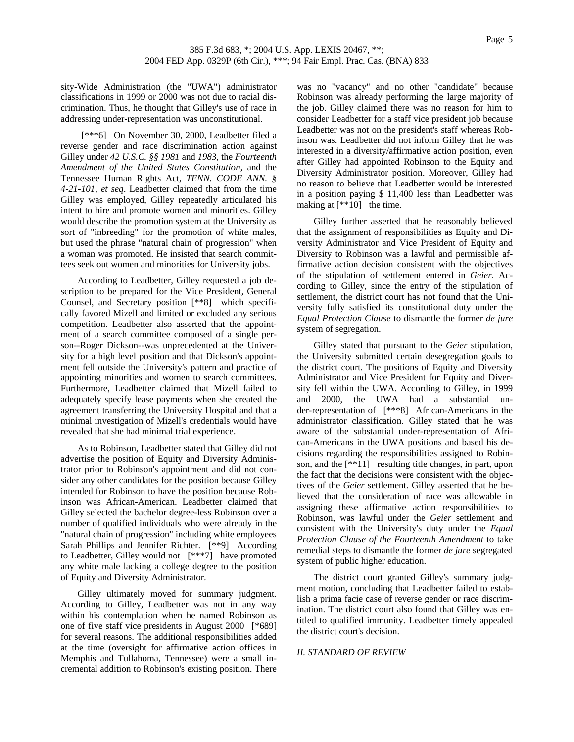sity-Wide Administration (the "UWA") administrator classifications in 1999 or 2000 was not due to racial discrimination. Thus, he thought that Gilley's use of race in addressing under-representation was unconstitutional.

[***6] On November 30, 2000, Leadbetter filed a reverse gender and race discrimination action against Gilley under *42 U.S.C. §§ 1981* and *1983*, the *Fourteenth Amendment of the United States Constitution*, and the Tennessee Human Rights Act, *TENN. CODE ANN. § 4-21-101, et seq*. Leadbetter claimed that from the time Gilley was employed, Gilley repeatedly articulated his intent to hire and promote women and minorities. Gilley would describe the promotion system at the University as sort of "inbreeding" for the promotion of white males, but used the phrase "natural chain of progression" when a woman was promoted. He insisted that search committees seek out women and minorities for University jobs.

According to Leadbetter, Gilley requested a job description to be prepared for the Vice President, General Counsel, and Secretary position [**8] which specifically favored Mizell and limited or excluded any serious competition. Leadbetter also asserted that the appointment of a search committee composed of a single person--Roger Dickson--was unprecedented at the University for a high level position and that Dickson's appointment fell outside the University's pattern and practice of appointing minorities and women to search committees. Furthermore, Leadbetter claimed that Mizell failed to adequately specify lease payments when she created the agreement transferring the University Hospital and that a minimal investigation of Mizell's credentials would have revealed that she had minimal trial experience.

As to Robinson, Leadbetter stated that Gilley did not advertise the position of Equity and Diversity Administrator prior to Robinson's appointment and did not consider any other candidates for the position because Gilley intended for Robinson to have the position because Robinson was African-American. Leadbetter claimed that Gilley selected the bachelor degree-less Robinson over a number of qualified individuals who were already in the "natural chain of progression" including white employees Sarah Phillips and Jennifer Richter. [**9] According to Leadbetter, Gilley would not [***7] have promoted any white male lacking a college degree to the position of Equity and Diversity Administrator.

Gilley ultimately moved for summary judgment. According to Gilley, Leadbetter was not in any way within his contemplation when he named Robinson as one of five staff vice presidents in August 2000 [*689] for several reasons. The additional responsibilities added at the time (oversight for affirmative action offices in Memphis and Tullahoma, Tennessee) were a small incremental addition to Robinson's existing position. There was no "vacancy" and no other "candidate" because Robinson was already performing the large majority of the job. Gilley claimed there was no reason for him to consider Leadbetter for a staff vice president job because Leadbetter was not on the president's staff whereas Robinson was. Leadbetter did not inform Gilley that he was interested in a diversity/affirmative action position, even after Gilley had appointed Robinson to the Equity and Diversity Administrator position. Moreover, Gilley had no reason to believe that Leadbetter would be interested in a position paying $ 11,400 less than Leadbetter was making at [**10] the time.

Gilley further asserted that he reasonably believed that the assignment of responsibilities as Equity and Diversity Administrator and Vice President of Equity and Diversity to Robinson was a lawful and permissible affirmative action decision consistent with the objectives of the stipulation of settlement entered in *Geier*. According to Gilley, since the entry of the stipulation of settlement, the district court has not found that the University fully satisfied its constitutional duty under the *Equal Protection Clause* to dismantle the former *de jure* system of segregation.

Gilley stated that pursuant to the *Geier* stipulation, the University submitted certain desegregation goals to the district court. The positions of Equity and Diversity Administrator and Vice President for Equity and Diversity fell within the UWA. According to Gilley, in 1999 and 2000, the UWA had a substantial under-representation of [***8] African-Americans in the administrator classification. Gilley stated that he was aware of the substantial under-representation of African-Americans in the UWA positions and based his decisions regarding the responsibilities assigned to Robinson, and the [**11] resulting title changes, in part, upon the fact that the decisions were consistent with the objectives of the *Geier* settlement. Gilley asserted that he believed that the consideration of race was allowable in assigning these affirmative action responsibilities to Robinson, was lawful under the *Geier* settlement and consistent with the University's duty under the *Equal Protection Clause of the Fourteenth Amendment* to take remedial steps to dismantle the former *de jure* segregated system of public higher education.

The district court granted Gilley's summary judgment motion, concluding that Leadbetter failed to establish a prima facie case of reverse gender or race discrimination. The district court also found that Gilley was entitled to qualified immunity. Leadbetter timely appealed the district court's decision.

## *II. STANDARD OF REVIEW*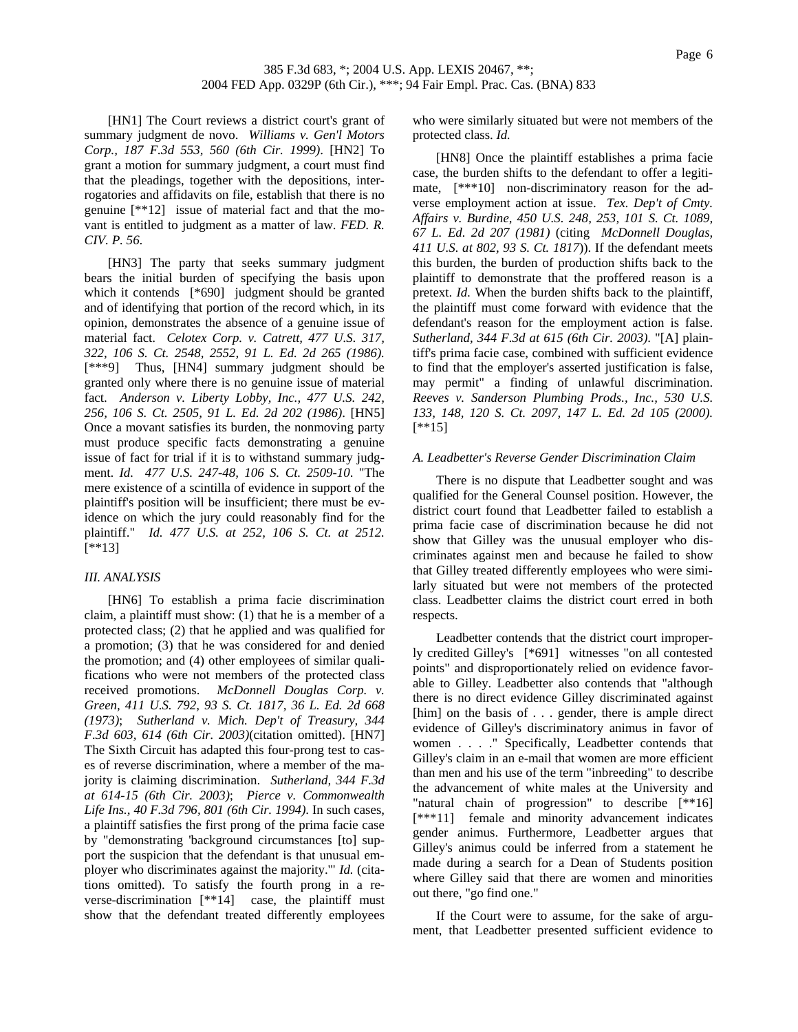[HN1] The Court reviews a district court's grant of summary judgment de novo. *Williams v. Gen'l Motors Corp., 187 F.3d 553, 560 (6th Cir. 1999)*. [HN2] To grant a motion for summary judgment, a court must find that the pleadings, together with the depositions, interrogatories and affidavits on file, establish that there is no genuine [**12] issue of material fact and that the movant is entitled to judgment as a matter of law. *FED. R. CIV. P. 56*.

[HN3] The party that seeks summary judgment bears the initial burden of specifying the basis upon which it contends [*690] judgment should be granted and of identifying that portion of the record which, in its opinion, demonstrates the absence of a genuine issue of material fact. *Celotex Corp. v. Catrett, 477 U.S. 317, 322, 106 S. Ct. 2548, 2552, 91 L. Ed. 2d 265 (1986).* [***9] Thus, [HN4] summary judgment should be granted only where there is no genuine issue of material fact. *Anderson v. Liberty Lobby, Inc., 477 U.S. 242, 256, 106 S. Ct. 2505, 91 L. Ed. 2d 202 (1986)*. [HN5] Once a movant satisfies its burden, the nonmoving party must produce specific facts demonstrating a genuine issue of fact for trial if it is to withstand summary judgment. *Id. 477 U.S. 247-48, 106 S. Ct. 2509-10*. "The mere existence of a scintilla of evidence in support of the plaintiff's position will be insufficient; there must be evidence on which the jury could reasonably find for the plaintiff." *Id. 477 U.S. at 252, 106 S. Ct. at 2512.* [**13]

*III. ANALYSIS*

[HN6] To establish a prima facie discrimination claim, a plaintiff must show: (1) that he is a member of a protected class; (2) that he applied and was qualified for a promotion; (3) that he was considered for and denied the promotion; and (4) other employees of similar qualifications who were not members of the protected class received promotions. *McDonnell Douglas Corp. v. Green, 411 U.S. 792, 93 S. Ct. 1817, 36 L. Ed. 2d 668 (1973)*; *Sutherland v. Mich. Dep't of Treasury, 344 F.3d 603, 614 (6th Cir. 2003)*(citation omitted). [HN7] The Sixth Circuit has adapted this four-prong test to cases of reverse discrimination, where a member of the majority is claiming discrimination. *Sutherland, 344 F.3d at 614-15 (6th Cir. 2003)*; *Pierce v. Commonwealth Life Ins., 40 F.3d 796, 801 (6th Cir. 1994)*. In such cases, a plaintiff satisfies the first prong of the prima facie case by "demonstrating 'background circumstances [to] support the suspicion that the defendant is that unusual employer who discriminates against the majority.'" *Id.* (citations omitted). To satisfy the fourth prong in a reverse-discrimination [**14] case, the plaintiff must show that the defendant treated differently employees who were similarly situated but were not members of the protected class. *Id.*

[HN8] Once the plaintiff establishes a prima facie case, the burden shifts to the defendant to offer a legitimate, [***10] non-discriminatory reason for the adverse employment action at issue. *Tex. Dep't of Cmty. Affairs v. Burdine, 450 U.S. 248, 253, 101 S. Ct. 1089, 67 L. Ed. 2d 207 (1981)* (citing *McDonnell Douglas, 411 U.S. at 802, 93 S. Ct. 1817*)). If the defendant meets this burden, the burden of production shifts back to the plaintiff to demonstrate that the proffered reason is a pretext. *Id*. When the burden shifts back to the plaintiff, the plaintiff must come forward with evidence that the defendant's reason for the employment action is false. *Sutherland, 344 F.3d at 615 (6th Cir. 2003).* "[A] plaintiff's prima facie case, combined with sufficient evidence to find that the employer's asserted justification is false, may permit" a finding of unlawful discrimination. *Reeves v. Sanderson Plumbing Prods., Inc., 530 U.S. 133, 148, 120 S. Ct. 2097, 147 L. Ed. 2d 105 (2000).* [**15]

*A. Leadbetter's Reverse Gender Discrimination Claim*

There is no dispute that Leadbetter sought and was qualified for the General Counsel position. However, the district court found that Leadbetter failed to establish a prima facie case of discrimination because he did not show that Gilley was the unusual employer who discriminates against men and because he failed to show that Gilley treated differently employees who were similarly situated but were not members of the protected class. Leadbetter claims the district court erred in both respects.

Leadbetter contends that the district court improperly credited Gilley's [*691] witnesses "on all contested points" and disproportionately relied on evidence favorable to Gilley. Leadbetter also contends that "although there is no direct evidence Gilley discriminated against [him] on the basis of . . . gender, there is ample direct evidence of Gilley's discriminatory animus in favor of women . . . ." Specifically, Leadbetter contends that Gilley's claim in an e-mail that women are more efficient than men and his use of the term "inbreeding" to describe the advancement of white males at the University and "natural chain of progression" to describe [**16] [***11] female and minority advancement indicates gender animus. Furthermore, Leadbetter argues that Gilley's animus could be inferred from a statement he made during a search for a Dean of Students position where Gilley said that there are women and minorities out there, "go find one."

If the Court were to assume, for the sake of argument, that Leadbetter presented sufficient evidence to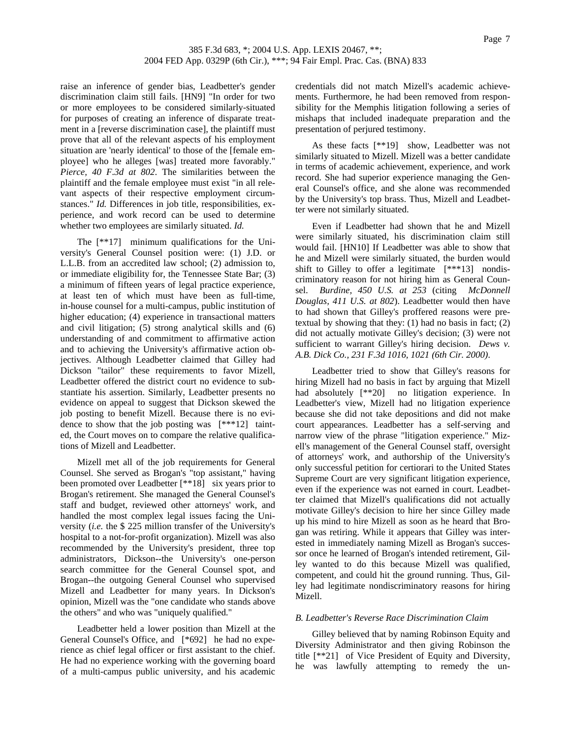raise an inference of gender bias, Leadbetter's gender discrimination claim still fails. [HN9] "In order for two or more employees to be considered similarly-situated for purposes of creating an inference of disparate treatment in a [reverse discrimination case], the plaintiff must prove that all of the relevant aspects of his employment situation are 'nearly identical' to those of the [female employee] who he alleges [was] treated more favorably." *Pierce, 40 F.3d at 802*. The similarities between the plaintiff and the female employee must exist "in all relevant aspects of their respective employment circumstances." *Id.* Differences in job title, responsibilities, experience, and work record can be used to determine whether two employees are similarly situated. *Id.*

The [**17] minimum qualifications for the University's General Counsel position were: (1) J.D. or L.L.B. from an accredited law school; (2) admission to, or immediate eligibility for, the Tennessee State Bar; (3) a minimum of fifteen years of legal practice experience, at least ten of which must have been as full-time, in-house counsel for a multi-campus, public institution of higher education; (4) experience in transactional matters and civil litigation; (5) strong analytical skills and (6) understanding of and commitment to affirmative action and to achieving the University's affirmative action objectives. Although Leadbetter claimed that Gilley had Dickson "tailor" these requirements to favor Mizell, Leadbetter offered the district court no evidence to substantiate his assertion. Similarly, Leadbetter presents no evidence on appeal to suggest that Dickson skewed the job posting to benefit Mizell. Because there is no evidence to show that the job posting was [***12] tainted, the Court moves on to compare the relative qualifications of Mizell and Leadbetter.

Mizell met all of the job requirements for General Counsel. She served as Brogan's "top assistant," having been promoted over Leadbetter [**18] six years prior to Brogan's retirement. She managed the General Counsel's staff and budget, reviewed other attorneys' work, and handled the most complex legal issues facing the University (*i.e.* the $ 225 million transfer of the University's hospital to a not-for-profit organization). Mizell was also recommended by the University's president, three top administrators, Dickson--the University's one-person search committee for the General Counsel spot, and Brogan--the outgoing General Counsel who supervised Mizell and Leadbetter for many years. In Dickson's opinion, Mizell was the "one candidate who stands above the others" and who was "uniquely qualified."

Leadbetter held a lower position than Mizell at the General Counsel's Office, and [*692] he had no experience as chief legal officer or first assistant to the chief. He had no experience working with the governing board of a multi-campus public university, and his academic credentials did not match Mizell's academic achievements. Furthermore, he had been removed from responsibility for the Memphis litigation following a series of mishaps that included inadequate preparation and the presentation of perjured testimony.

As these facts [**19] show, Leadbetter was not similarly situated to Mizell. Mizell was a better candidate in terms of academic achievement, experience, and work record. She had superior experience managing the General Counsel's office, and she alone was recommended by the University's top brass. Thus, Mizell and Leadbetter were not similarly situated.

Even if Leadbetter had shown that he and Mizell were similarly situated, his discrimination claim still would fail. [HN10] If Leadbetter was able to show that he and Mizell were similarly situated, the burden would shift to Gilley to offer a legitimate [***13] nondiscriminatory reason for not hiring him as General Counsel. *Burdine, 450 U.S. at 253* (citing *McDonnell Douglas, 411 U.S. at 802*). Leadbetter would then have to had shown that Gilley's proffered reasons were pretextual by showing that they: (1) had no basis in fact; (2) did not actually motivate Gilley's decision; (3) were not sufficient to warrant Gilley's hiring decision. *Dews v. A.B. Dick Co., 231 F.3d 1016, 1021 (6th Cir. 2000)*.

Leadbetter tried to show that Gilley's reasons for hiring Mizell had no basis in fact by arguing that Mizell had absolutely [**20] no litigation experience. In Leadbetter's view, Mizell had no litigation experience because she did not take depositions and did not make court appearances. Leadbetter has a self-serving and narrow view of the phrase "litigation experience." Mizell's management of the General Counsel staff, oversight of attorneys' work, and authorship of the University's only successful petition for certiorari to the United States Supreme Court are very significant litigation experience, even if the experience was not earned in court. Leadbetter claimed that Mizell's qualifications did not actually motivate Gilley's decision to hire her since Gilley made up his mind to hire Mizell as soon as he heard that Brogan was retiring. While it appears that Gilley was interested in immediately naming Mizell as Brogan's successor once he learned of Brogan's intended retirement, Gilley wanted to do this because Mizell was qualified, competent, and could hit the ground running. Thus, Gilley had legitimate nondiscriminatory reasons for hiring Mizell.

### *B. Leadbetter's Reverse Race Discrimination Claim*

Gilley believed that by naming Robinson Equity and Diversity Administrator and then giving Robinson the title [**21] of Vice President of Equity and Diversity, he was lawfully attempting to remedy the un-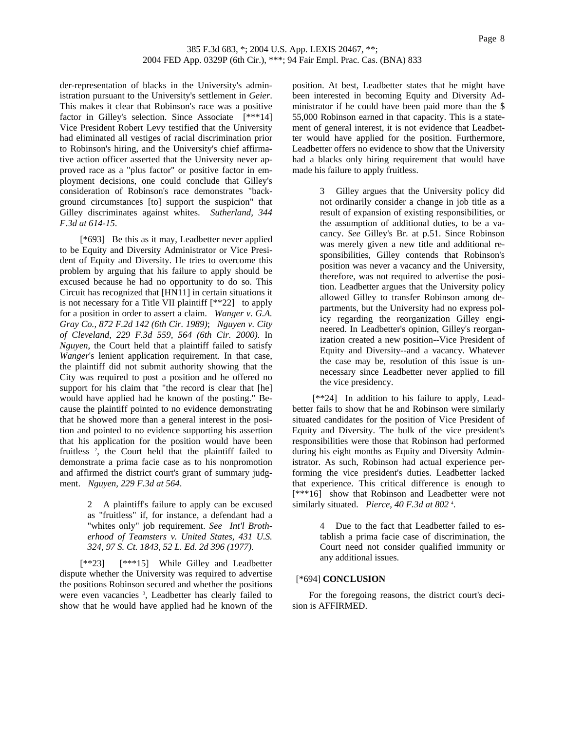der-representation of blacks in the University's administration pursuant to the University's settlement in *Geier*. This makes it clear that Robinson's race was a positive factor in Gilley's selection. Since Associate [***14] Vice President Robert Levy testified that the University had eliminated all vestiges of racial discrimination prior to Robinson's hiring, and the University's chief affirmative action officer asserted that the University never approved race as a "plus factor" or positive factor in employment decisions, one could conclude that Gilley's consideration of Robinson's race demonstrates "background circumstances [to] support the suspicion" that Gilley discriminates against whites. *Sutherland, 344 F.3d at 614-15*.

[*693] Be this as it may, Leadbetter never applied to be Equity and Diversity Administrator or Vice President of Equity and Diversity. He tries to overcome this problem by arguing that his failure to apply should be excused because he had no opportunity to do so. This Circuit has recognized that [HN11] in certain situations it is not necessary for a Title VII plaintiff [**22] to apply for a position in order to assert a claim. *Wanger v. G.A. Gray Co., 872 F.2d 142 (6th Cir. 1989)*; *Nguyen v. City of Cleveland, 229 F.3d 559, 564 (6th Cir. 2000)*. In *Nguyen*, the Court held that a plaintiff failed to satisfy *Wanger*'s lenient application requirement. In that case, the plaintiff did not submit authority showing that the City was required to post a position and he offered no support for his claim that "the record is clear that [he] would have applied had he known of the posting." Because the plaintiff pointed to no evidence demonstrating that he showed more than a general interest in the position and pointed to no evidence supporting his assertion that his application for the position would have been fruitless [2], the Court held that the plaintiff failed to demonstrate a prima facie case as to his nonpromotion and affirmed the district court's grant of summary judgment. *Nguyen, 229 F.3d at 564*.

> 2 A plaintiff's failure to apply can be excused as "fruitless" if, for instance, a defendant had a "whites only" job requirement. *See Int'l Brotherhood of Teamsters v. United States, 431 U.S. 324, 97 S. Ct. 1843, 52 L. Ed. 2d 396 (1977)*.

[**23] [***15] While Gilley and Leadbetter dispute whether the University was required to advertise the positions Robinson secured and whether the positions were even vacancies [3], Leadbetter has clearly failed to show that he would have applied had he known of the position. At best, Leadbetter states that he might have been interested in becoming Equity and Diversity Administrator if he could have been paid more than the $ 55,000 Robinson earned in that capacity. This is a statement of general interest, it is not evidence that Leadbetter would have applied for the position. Furthermore, Leadbetter offers no evidence to show that the University had a blacks only hiring requirement that would have made his failure to apply fruitless.

> 3 Gilley argues that the University policy did not ordinarily consider a change in job title as a result of expansion of existing responsibilities, or the assumption of additional duties, to be a vacancy. *See* Gilley's Br. at p.51. Since Robinson was merely given a new title and additional responsibilities, Gilley contends that Robinson's position was never a vacancy and the University, therefore, was not required to advertise the position. Leadbetter argues that the University policy allowed Gilley to transfer Robinson among departments, but the University had no express policy regarding the reorganization Gilley engineered. In Leadbetter's opinion, Gilley's reorganization created a new position--Vice President of Equity and Diversity--and a vacancy. Whatever the case may be, resolution of this issue is unnecessary since Leadbetter never applied to fill the vice presidency.

[**24] In addition to his failure to apply, Leadbetter fails to show that he and Robinson were similarly situated candidates for the position of Vice President of Equity and Diversity. The bulk of the vice president's responsibilities were those that Robinson had performed during his eight months as Equity and Diversity Administrator. As such, Robinson had actual experience performing the vice president's duties. Leadbetter lacked that experience. This critical difference is enough to [***16] show that Robinson and Leadbetter were not similarly situated. *Pierce, 40 F.3d at 802* [4].

> 4 Due to the fact that Leadbetter failed to establish a prima facie case of discrimination, the Court need not consider qualified immunity or any additional issues.

[*694] **CONCLUSION**

For the foregoing reasons, the district court's decision is AFFIRMED.